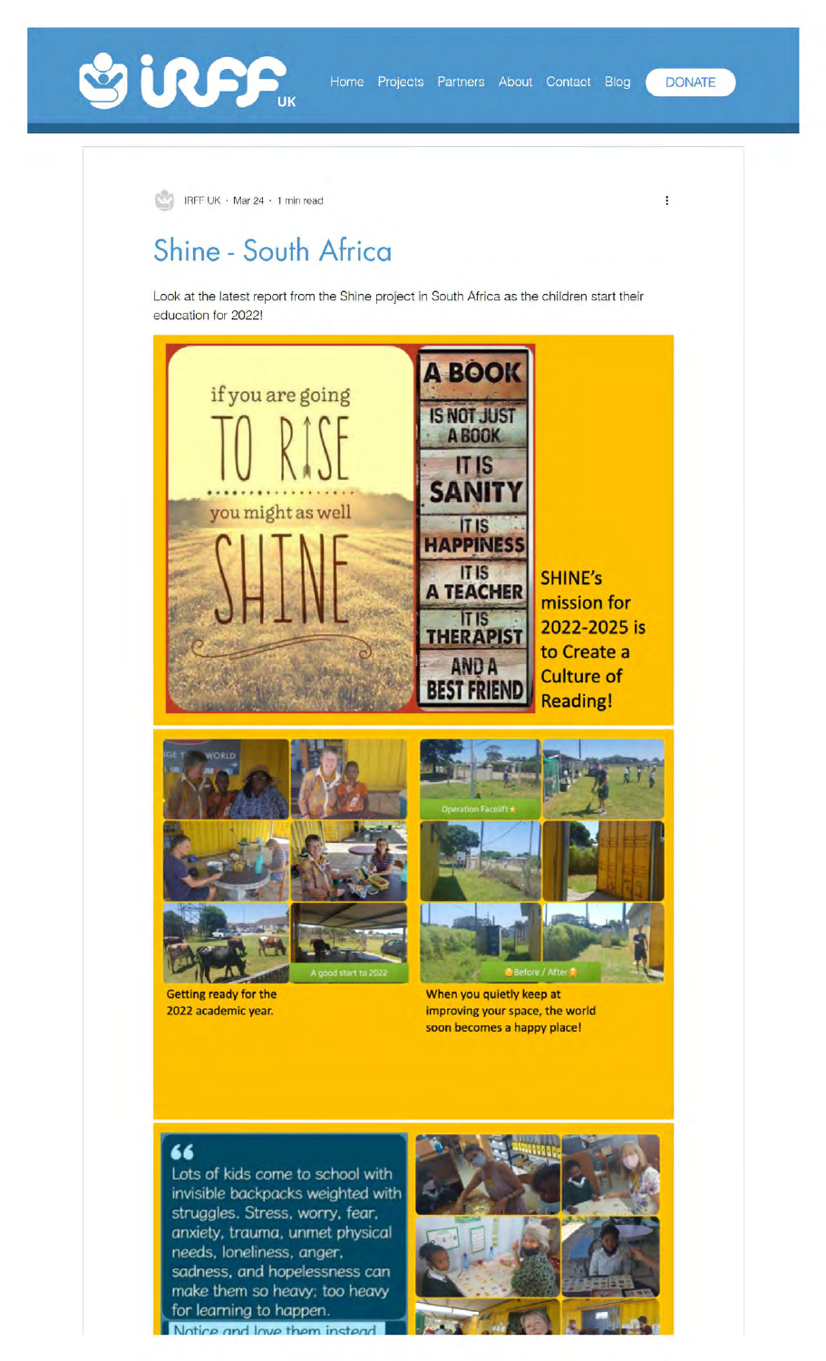IRFF UK · Mar 24 · 1 min read

# Shine - South Africa

Look at the latest report from the Shine project in South Africa as the children start their education for 2022!

if you are going TO RISE you might as well SHINE

A BOOK IS NOT JUST A BOOK IT IS SANITY IT IS HAPPINESS IT IS A TEACHER IT IS THERAPIST AND A BEST FRIEND

SHINE's mission for 2022-2025 is to Create a Culture of Reading!

A good start to 2022

Getting ready for the 2022 academic year.

Operation Facelift

Before / After

When you quietly keep at improving your space, the world soon becomes a happy place!

> Lots of kids come to school with invisible backpacks weighted with struggles. Stress, worry, fear, anxiety, trauma, unmet physical needs, loneliness, anger, sadness, and hopelessness can make them so heavy; too heavy for learning to happen.
>
> Notice and love them instead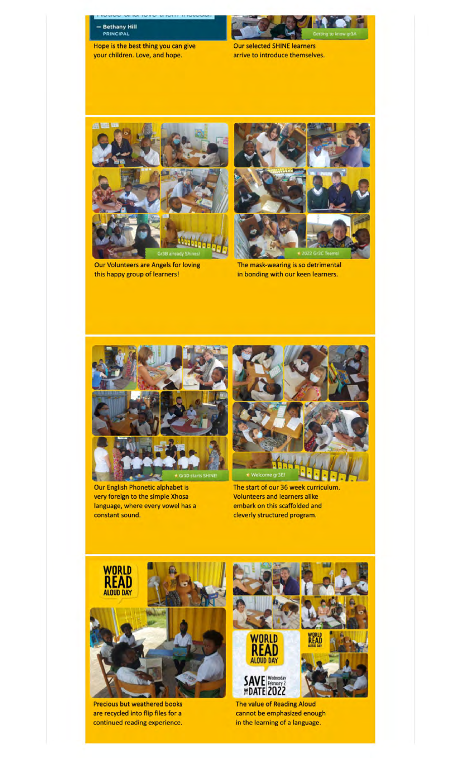— Bethany Hill
PRINCIPAL

Hope is the best thing you can give your children. Love, and hope.

Our selected SHINE learners arrive to introduce themselves.

Our Volunteers are Angels for loving this happy group of learners!

The mask-wearing is so detrimental in bonding with our keen learners.

Our English Phonetic alphabet is very foreign to the simple Xhosa language, where every vowel has a constant sound.

The start of our 36 week curriculum. Volunteers and learners alike embark on this scaffolded and cleverly structured program.

Precious but weathered books are recycled into flip files for a continued reading experience.

The value of Reading Aloud cannot be emphasized enough in the learning of a language.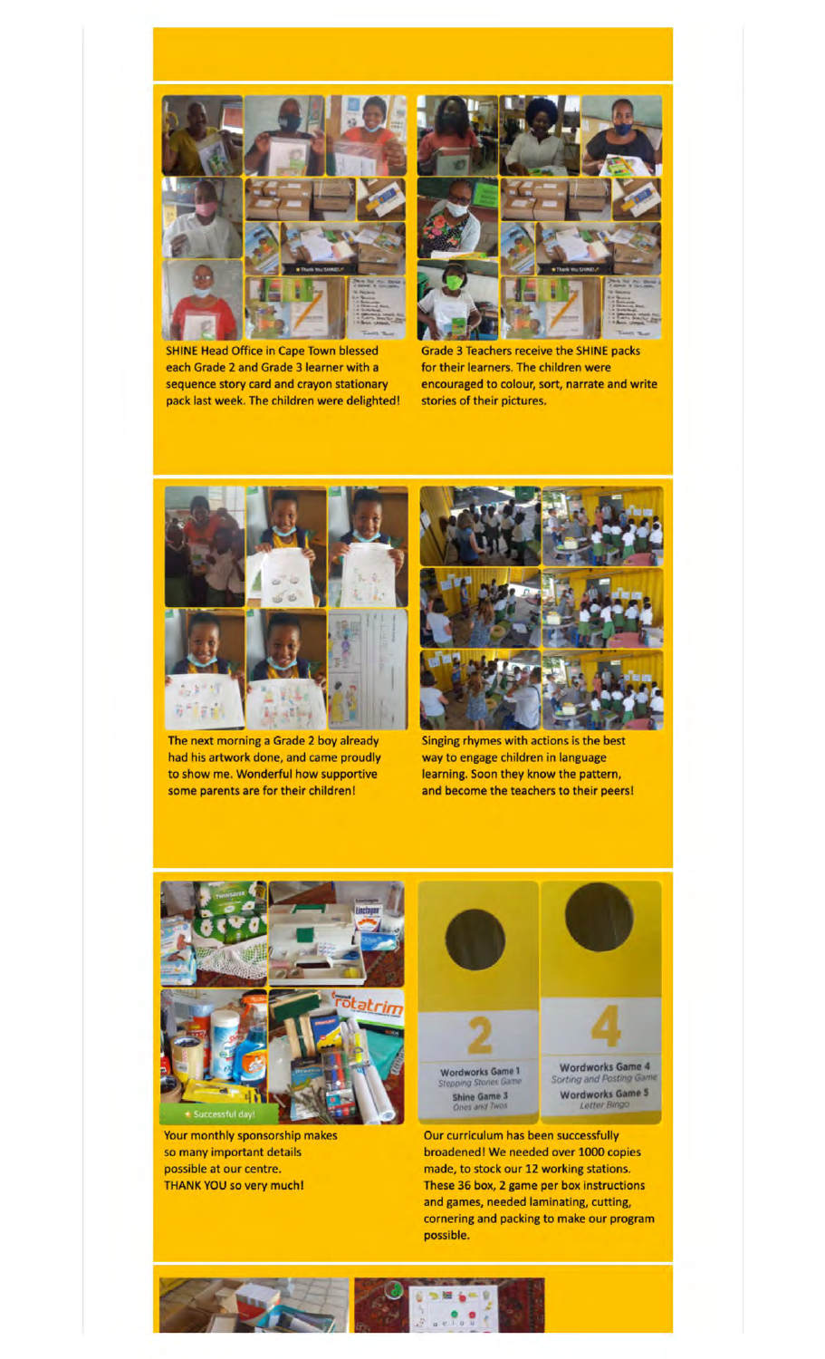SHINE Head Office in Cape Town blessed each Grade 2 and Grade 3 learner with a sequence story card and crayon stationary pack last week. The children were delighted!

Grade 3 Teachers receive the SHINE packs for their learners. The children were encouraged to colour, sort, narrate and write stories of their pictures.

The next morning a Grade 2 boy already had his artwork done, and came proudly to show me. Wonderful how supportive some parents are for their children!

Singing rhymes with actions is the best way to engage children in language learning. Soon they know the pattern, and become the teachers to their peers!

Your monthly sponsorship makes so many important details possible at our centre.
THANK YOU so very much!

Our curriculum has been successfully broadened! We needed over 1000 copies made, to stock our 12 working stations. These 36 box, 2 game per box instructions and games, needed laminating, cutting, cornering and packing to make our program possible.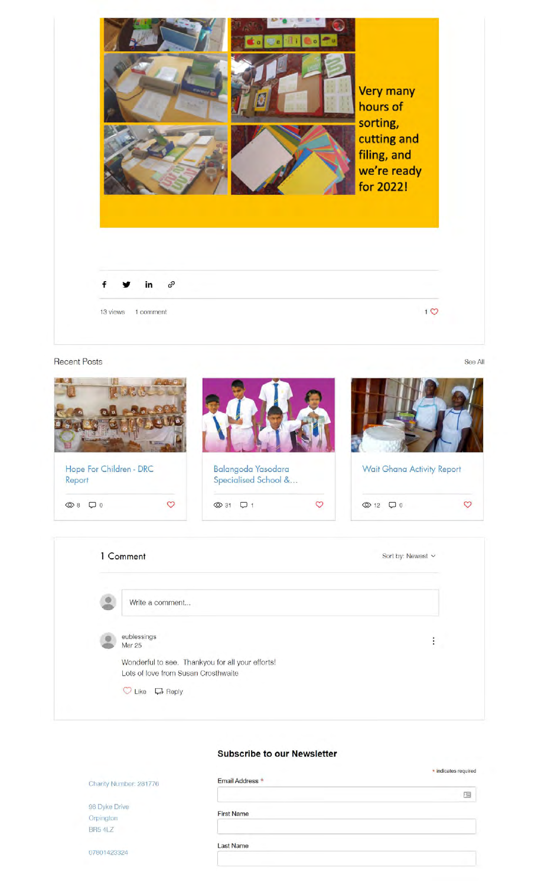Very many hours of sorting, cutting and filing, and we're ready for 2022!

13 views 1 comment 1

Recent Posts See All

Hope For Children - DRC Report

8 0

Balangoda Yasodara Specialised School &...

31 1

Wait Ghana Activity Report

12 0

## 1 Comment

Sort by: Newest

Write a comment...

eublessings
Mar 25

Wonderful to see. Thankyou for all your efforts!
Lots of love from Susan Crosthwaite

Like Reply

**Subscribe to our Newsletter**

Charity Number: 281776

98 Dyke Drive
Orpington
BR5 4LZ

07801423324

* indicates required

Email Address *

First Name

Last Name